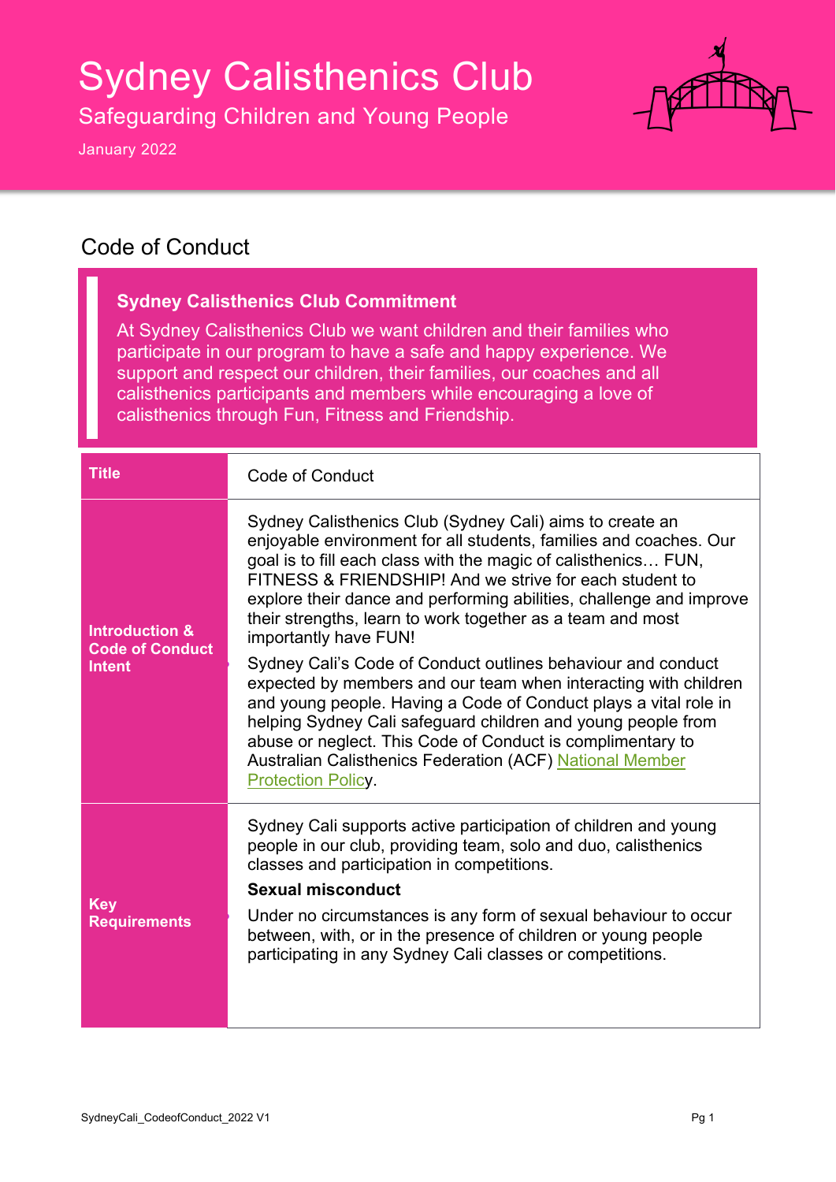# Sydney Calisthenics Club

## Safeguarding Children and Young People

January 2022

## Code of Conduct

**Sydney Calisthenics Club Commitment**

At Sydney Calisthenics Club we want children and their families who participate in our program to have a safe and happy experience. We support and respect our children, their families, our coaches and all calisthenics participants and members while encouraging a love of calisthenics through Fun, Fitness and Friendship.

| Title | Code of Conduct |
|---|---|
| Introduction & Code of Conduct Intent | Sydney Calisthenics Club (Sydney Cali) aims to create an enjoyable environment for all students, families and coaches. Our goal is to fill each class with the magic of calisthenics… FUN, FITNESS & FRIENDSHIP! And we strive for each student to explore their dance and performing abilities, challenge and improve their strengths, learn to work together as a team and most importantly have FUN!<br><br>Sydney Cali's Code of Conduct outlines behaviour and conduct expected by members and our team when interacting with children and young people. Having a Code of Conduct plays a vital role in helping Sydney Cali safeguard children and young people from abuse or neglect. This Code of Conduct is complimentary to Australian Calisthenics Federation (ACF) National Member Protection Policy. |
| Key Requirements | Sydney Cali supports active participation of children and young people in our club, providing team, solo and duo, calisthenics classes and participation in competitions.<br><br>**Sexual misconduct**<br><br>Under no circumstances is any form of sexual behaviour to occur between, with, or in the presence of children or young people participating in any Sydney Cali classes or competitions. |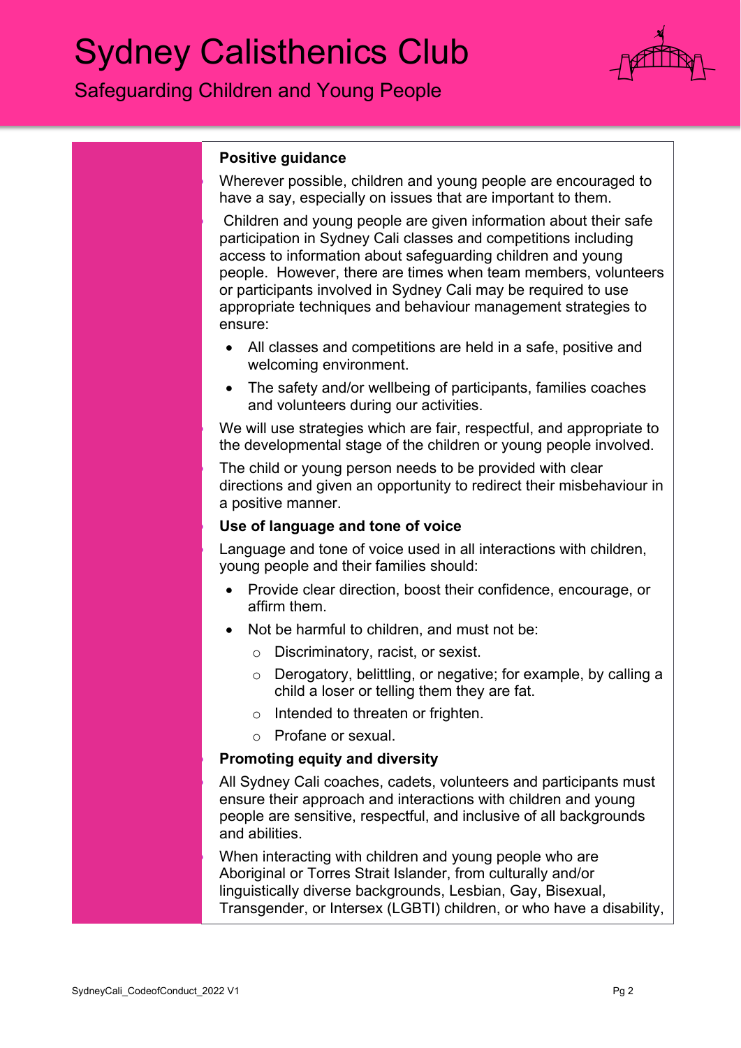**Positive guidance**

Wherever possible, children and young people are encouraged to have a say, especially on issues that are important to them.

Children and young people are given information about their safe participation in Sydney Cali classes and competitions including access to information about safeguarding children and young people. However, there are times when team members, volunteers or participants involved in Sydney Cali may be required to use appropriate techniques and behaviour management strategies to ensure:

- All classes and competitions are held in a safe, positive and welcoming environment.
- The safety and/or wellbeing of participants, families coaches and volunteers during our activities.

We will use strategies which are fair, respectful, and appropriate to the developmental stage of the children or young people involved.

The child or young person needs to be provided with clear directions and given an opportunity to redirect their misbehaviour in a positive manner.

**Use of language and tone of voice**

Language and tone of voice used in all interactions with children, young people and their families should:

- Provide clear direction, boost their confidence, encourage, or affirm them.
- Not be harmful to children, and must not be:
    - Discriminatory, racist, or sexist.
    - Derogatory, belittling, or negative; for example, by calling a child a loser or telling them they are fat.
    - Intended to threaten or frighten.
    - Profane or sexual.

**Promoting equity and diversity**

All Sydney Cali coaches, cadets, volunteers and participants must ensure their approach and interactions with children and young people are sensitive, respectful, and inclusive of all backgrounds and abilities.

When interacting with children and young people who are Aboriginal or Torres Strait Islander, from culturally and/or linguistically diverse backgrounds, Lesbian, Gay, Bisexual, Transgender, or Intersex (LGBTI) children, or who have a disability,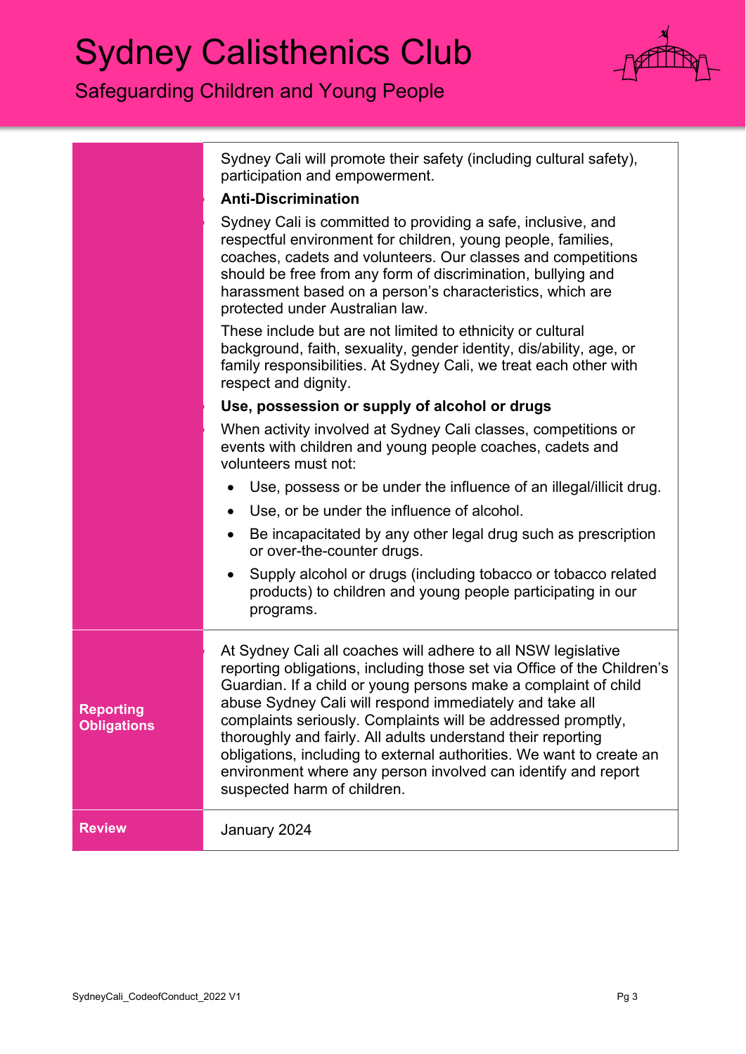| | |
|---|---|
| | Sydney Cali will promote their safety (including cultural safety), participation and empowerment.<br><br>**Anti-Discrimination**<br><br>Sydney Cali is committed to providing a safe, inclusive, and respectful environment for children, young people, families, coaches, cadets and volunteers. Our classes and competitions should be free from any form of discrimination, bullying and harassment based on a person's characteristics, which are protected under Australian law.<br><br>These include but are not limited to ethnicity or cultural background, faith, sexuality, gender identity, dis/ability, age, or family responsibilities. At Sydney Cali, we treat each other with respect and dignity.<br><br>**Use, possession or supply of alcohol or drugs**<br><br>When activity involved at Sydney Cali classes, competitions or events with children and young people coaches, cadets and volunteers must not:<br><br>• Use, possess or be under the influence of an illegal/illicit drug.<br>• Use, or be under the influence of alcohol.<br>• Be incapacitated by any other legal drug such as prescription or over-the-counter drugs.<br>• Supply alcohol or drugs (including tobacco or tobacco related products) to children and young people participating in our programs. |
| **Reporting Obligations** | At Sydney Cali all coaches will adhere to all NSW legislative reporting obligations, including those set via Office of the Children's Guardian. If a child or young persons make a complaint of child abuse Sydney Cali will respond immediately and take all complaints seriously. Complaints will be addressed promptly, thoroughly and fairly. All adults understand their reporting obligations, including to external authorities. We want to create an environment where any person involved can identify and report suspected harm of children. |
| **Review** | January 2024 |